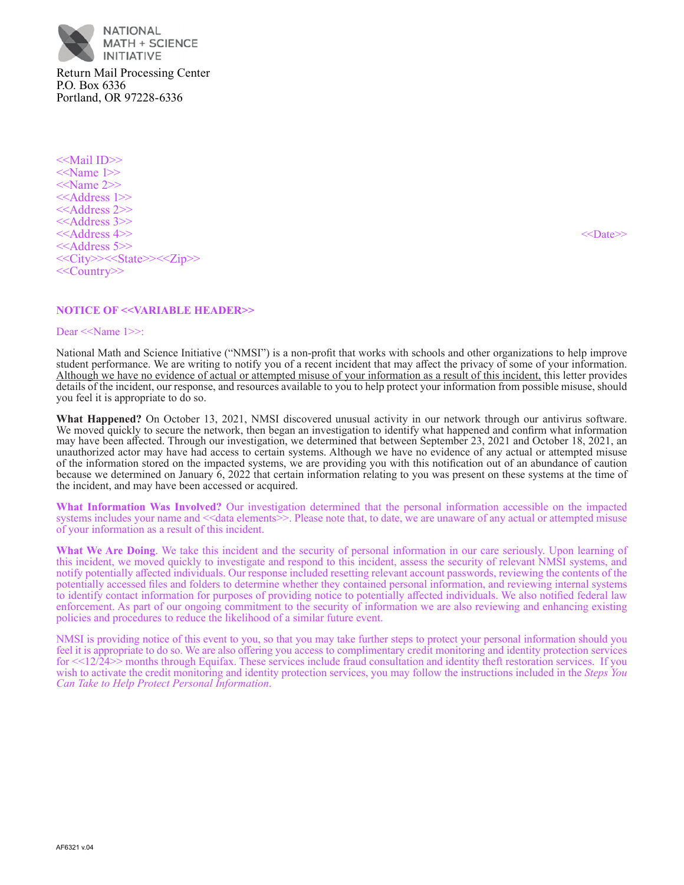NATIONAL MATH + SCIENCE INITIATIVE

Return Mail Processing Center
P.O. Box 6336
Portland, OR 97228-6336

<<Mail ID>>
<<Name 1>>
<<Name 2>>
<<Address 1>>
<<Address 2>>
<<Address 3>>
<<Address 4>>
<<Address 5>>
<<City>><<State>><<Zip>>
<<Country>>

<<Date>>

**NOTICE OF <<VARIABLE HEADER>>**

Dear <<Name 1>>:

National Math and Science Initiative ("NMSI") is a non-profit that works with schools and other organizations to help improve student performance. We are writing to notify you of a recent incident that may affect the privacy of some of your information. <u>Although we have no evidence of actual or attempted misuse of your information as a result of this incident,</u> this letter provides details of the incident, our response, and resources available to you to help protect your information from possible misuse, should you feel it is appropriate to do so.

**What Happened?** On October 13, 2021, NMSI discovered unusual activity in our network through our antivirus software. We moved quickly to secure the network, then began an investigation to identify what happened and confirm what information may have been affected. Through our investigation, we determined that between September 23, 2021 and October 18, 2021, an unauthorized actor may have had access to certain systems. Although we have no evidence of any actual or attempted misuse of the information stored on the impacted systems, we are providing you with this notification out of an abundance of caution because we determined on January 6, 2022 that certain information relating to you was present on these systems at the time of the incident, and may have been accessed or acquired.

**What Information Was Involved?** Our investigation determined that the personal information accessible on the impacted systems includes your name and <<data elements>>. Please note that, to date, we are unaware of any actual or attempted misuse of your information as a result of this incident.

**What We Are Doing**. We take this incident and the security of personal information in our care seriously. Upon learning of this incident, we moved quickly to investigate and respond to this incident, assess the security of relevant NMSI systems, and notify potentially affected individuals. Our response included resetting relevant account passwords, reviewing the contents of the potentially accessed files and folders to determine whether they contained personal information, and reviewing internal systems to identify contact information for purposes of providing notice to potentially affected individuals. We also notified federal law enforcement. As part of our ongoing commitment to the security of information we are also reviewing and enhancing existing policies and procedures to reduce the likelihood of a similar future event.

NMSI is providing notice of this event to you, so that you may take further steps to protect your personal information should you feel it is appropriate to do so. We are also offering you access to complimentary credit monitoring and identity protection services for <<12/24>> months through Equifax. These services include fraud consultation and identity theft restoration services. If you wish to activate the credit monitoring and identity protection services, you may follow the instructions included in the *Steps You Can Take to Help Protect Personal Information*.

AF6321 v.04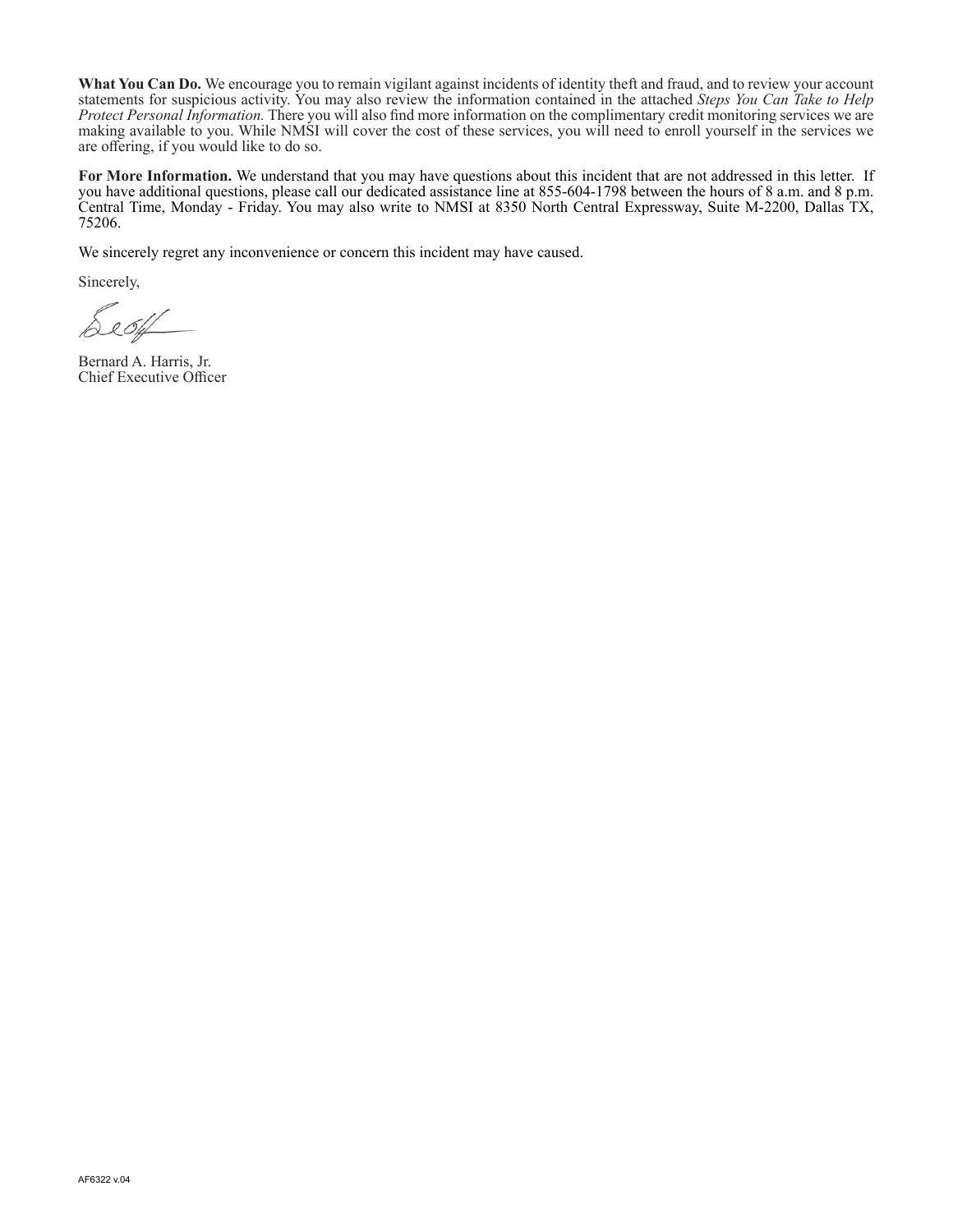**What You Can Do.** We encourage you to remain vigilant against incidents of identity theft and fraud, and to review your account statements for suspicious activity. You may also review the information contained in the attached *Steps You Can Take to Help Protect Personal Information.* There you will also find more information on the complimentary credit monitoring services we are making available to you. While NMSI will cover the cost of these services, you will need to enroll yourself in the services we are offering, if you would like to do so.

**For More Information.** We understand that you may have questions about this incident that are not addressed in this letter. If you have additional questions, please call our dedicated assistance line at 855-604-1798 between the hours of 8 a.m. and 8 p.m. Central Time, Monday - Friday. You may also write to NMSI at 8350 North Central Expressway, Suite M-2200, Dallas TX, 75206.

We sincerely regret any inconvenience or concern this incident may have caused.

Sincerely,

Bernard A. Harris, Jr.
Chief Executive Officer

AF6322 v.04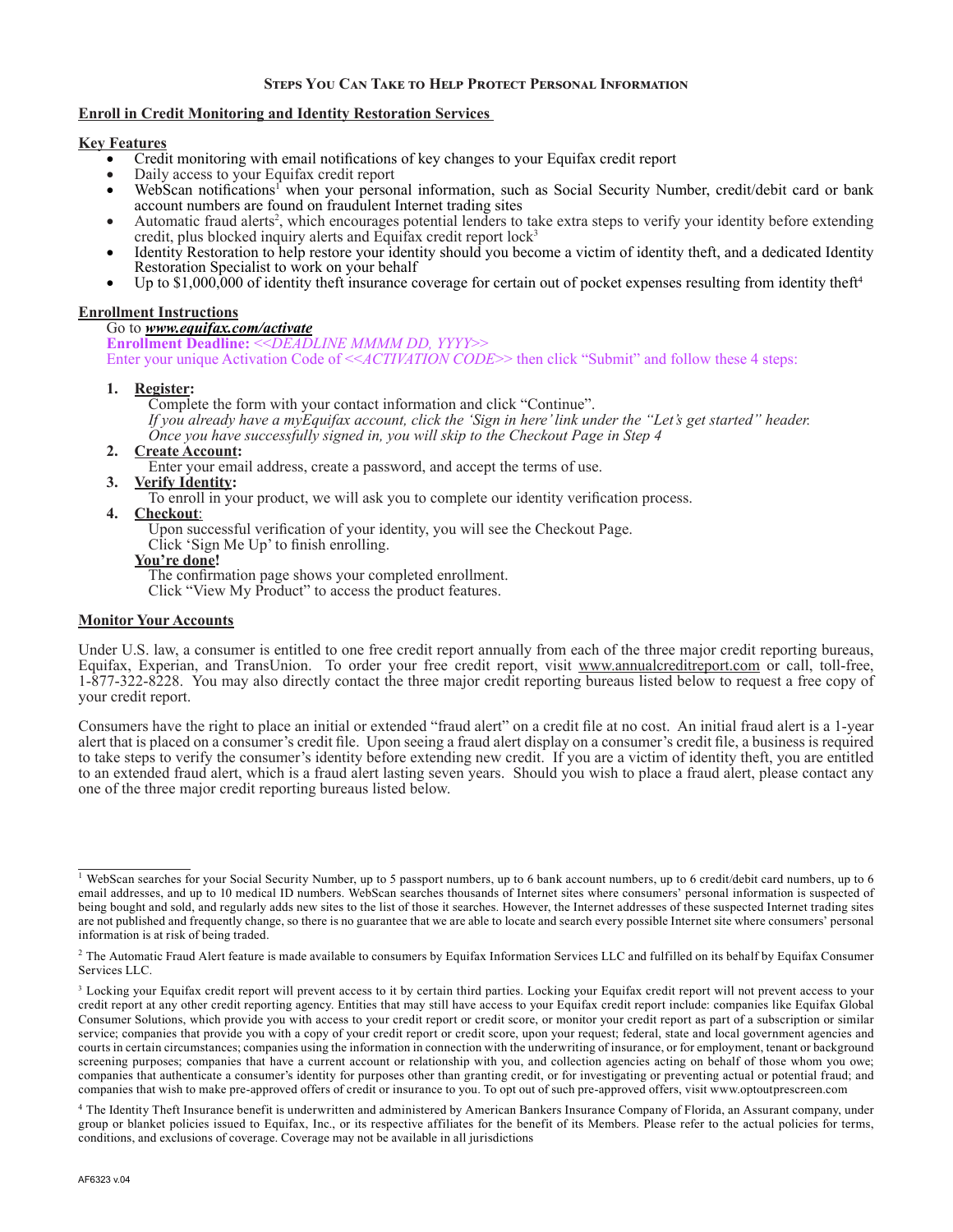# Steps You Can Take to Help Protect Personal Information

## Enroll in Credit Monitoring and Identity Restoration Services

**Key Features**

- Credit monitoring with email notifications of key changes to your Equifax credit report
- Daily access to your Equifax credit report
- WebScan notifications[1] when your personal information, such as Social Security Number, credit/debit card or bank account numbers are found on fraudulent Internet trading sites
- Automatic fraud alerts[2], which encourages potential lenders to take extra steps to verify your identity before extending credit, plus blocked inquiry alerts and Equifax credit report lock[3]
- Identity Restoration to help restore your identity should you become a victim of identity theft, and a dedicated Identity Restoration Specialist to work on your behalf
- Up to $1,000,000 of identity theft insurance coverage for certain out of pocket expenses resulting from identity theft[4]

**Enrollment Instructions**

Go to ***www.equifax.com/activate***

**Enrollment Deadline:** *<<DEADLINE MMMM DD, YYYY>>*

Enter your unique Activation Code of *<<ACTIVATION CODE>>* then click "Submit" and follow these 4 steps:

1. **Register:**
   Complete the form with your contact information and click "Continue".
   *If you already have a myEquifax account, click the 'Sign in here' link under the "Let's get started" header. Once you have successfully signed in, you will skip to the Checkout Page in Step 4*
2. **Create Account:**
   Enter your email address, create a password, and accept the terms of use.
3. **Verify Identity:**
   To enroll in your product, we will ask you to complete our identity verification process.
4. **Checkout:**
   Upon successful verification of your identity, you will see the Checkout Page.
   Click 'Sign Me Up' to finish enrolling.

**You're done!**
The confirmation page shows your completed enrollment.
Click "View My Product" to access the product features.

## Monitor Your Accounts

Under U.S. law, a consumer is entitled to one free credit report annually from each of the three major credit reporting bureaus, Equifax, Experian, and TransUnion. To order your free credit report, visit www.annualcreditreport.com or call, toll-free, 1-877-322-8228. You may also directly contact the three major credit reporting bureaus listed below to request a free copy of your credit report.

Consumers have the right to place an initial or extended "fraud alert" on a credit file at no cost. An initial fraud alert is a 1-year alert that is placed on a consumer's credit file. Upon seeing a fraud alert display on a consumer's credit file, a business is required to take steps to verify the consumer's identity before extending new credit. If you are a victim of identity theft, you are entitled to an extended fraud alert, which is a fraud alert lasting seven years. Should you wish to place a fraud alert, please contact any one of the three major credit reporting bureaus listed below.

---

[1] WebScan searches for your Social Security Number, up to 5 passport numbers, up to 6 bank account numbers, up to 6 credit/debit card numbers, up to 6 email addresses, and up to 10 medical ID numbers. WebScan searches thousands of Internet sites where consumers' personal information is suspected of being bought and sold, and regularly adds new sites to the list of those it searches. However, the Internet addresses of these suspected Internet trading sites are not published and frequently change, so there is no guarantee that we are able to locate and search every possible Internet site where consumers' personal information is at risk of being traded.

[2] The Automatic Fraud Alert feature is made available to consumers by Equifax Information Services LLC and fulfilled on its behalf by Equifax Consumer Services LLC.

[3] Locking your Equifax credit report will prevent access to it by certain third parties. Locking your Equifax credit report will not prevent access to your credit report at any other credit reporting agency. Entities that may still have access to your Equifax credit report include: companies like Equifax Global Consumer Solutions, which provide you with access to your credit report or credit score, or monitor your credit report as part of a subscription or similar service; companies that provide you with a copy of your credit report or credit score, upon your request; federal, state and local government agencies and courts in certain circumstances; companies using the information in connection with the underwriting of insurance, or for employment, tenant or background screening purposes; companies that have a current account or relationship with you, and collection agencies acting on behalf of those whom you owe; companies that authenticate a consumer's identity for purposes other than granting credit, or for investigating or preventing actual or potential fraud; and companies that wish to make pre-approved offers of credit or insurance to you. To opt out of such pre-approved offers, visit www.optoutprescreen.com

[4] The Identity Theft Insurance benefit is underwritten and administered by American Bankers Insurance Company of Florida, an Assurant company, under group or blanket policies issued to Equifax, Inc., or its respective affiliates for the benefit of its Members. Please refer to the actual policies for terms, conditions, and exclusions of coverage. Coverage may not be available in all jurisdictions

AF6323 v.04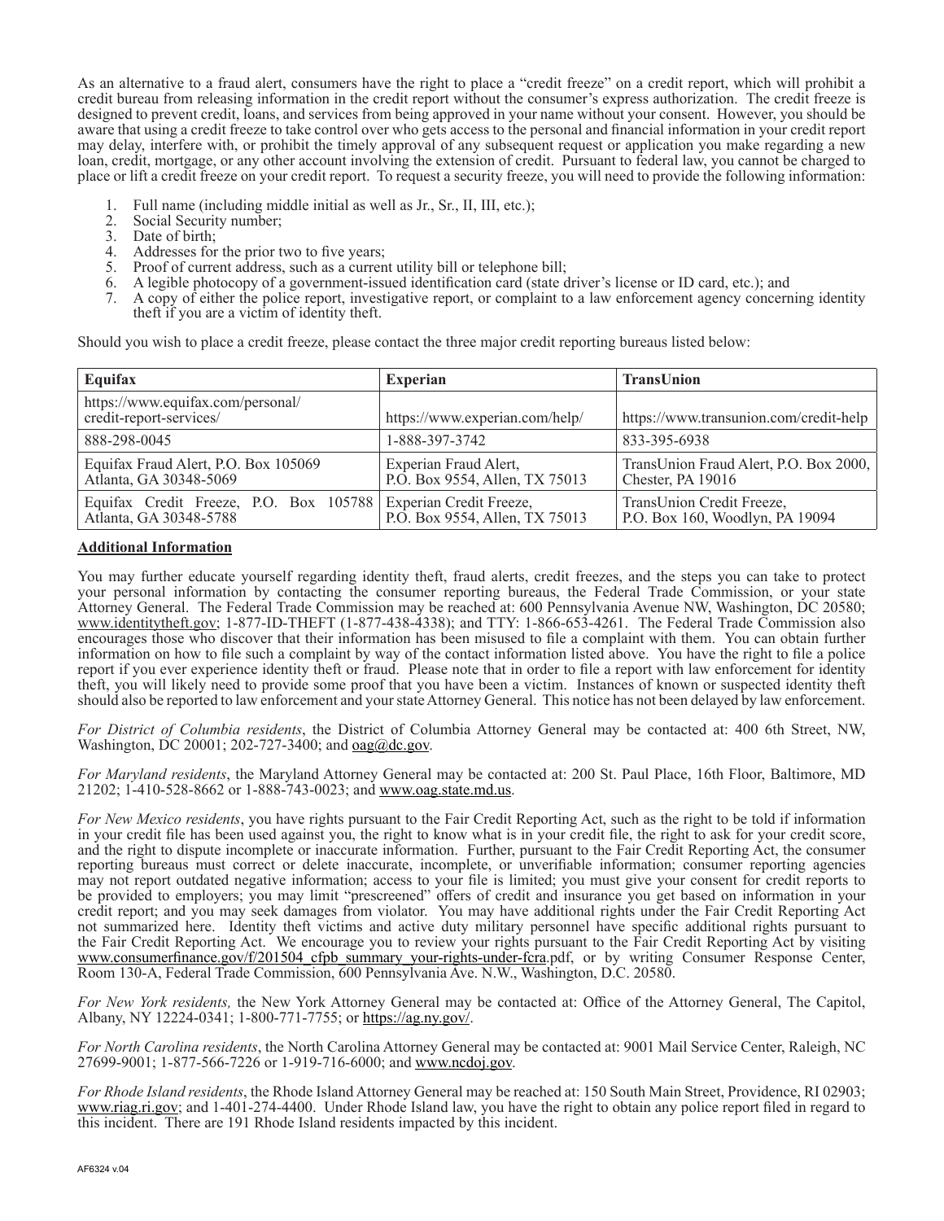As an alternative to a fraud alert, consumers have the right to place a "credit freeze" on a credit report, which will prohibit a credit bureau from releasing information in the credit report without the consumer's express authorization. The credit freeze is designed to prevent credit, loans, and services from being approved in your name without your consent. However, you should be aware that using a credit freeze to take control over who gets access to the personal and financial information in your credit report may delay, interfere with, or prohibit the timely approval of any subsequent request or application you make regarding a new loan, credit, mortgage, or any other account involving the extension of credit. Pursuant to federal law, you cannot be charged to place or lift a credit freeze on your credit report. To request a security freeze, you will need to provide the following information:

1. Full name (including middle initial as well as Jr., Sr., II, III, etc.);
2. Social Security number;
3. Date of birth;
4. Addresses for the prior two to five years;
5. Proof of current address, such as a current utility bill or telephone bill;
6. A legible photocopy of a government-issued identification card (state driver's license or ID card, etc.); and
7. A copy of either the police report, investigative report, or complaint to a law enforcement agency concerning identity theft if you are a victim of identity theft.

Should you wish to place a credit freeze, please contact the three major credit reporting bureaus listed below:

| Equifax | Experian | TransUnion |
|---|---|---|
| https://www.equifax.com/personal/credit-report-services/ | https://www.experian.com/help/ | https://www.transunion.com/credit-help |
| 888-298-0045 | 1-888-397-3742 | 833-395-6938 |
| Equifax Fraud Alert, P.O. Box 105069 Atlanta, GA 30348-5069 | Experian Fraud Alert, P.O. Box 9554, Allen, TX 75013 | TransUnion Fraud Alert, P.O. Box 2000, Chester, PA 19016 |
| Equifax Credit Freeze, P.O. Box 105788 Atlanta, GA 30348-5788 | Experian Credit Freeze, P.O. Box 9554, Allen, TX 75013 | TransUnion Credit Freeze, P.O. Box 160, Woodlyn, PA 19094 |

**Additional Information**

You may further educate yourself regarding identity theft, fraud alerts, credit freezes, and the steps you can take to protect your personal information by contacting the consumer reporting bureaus, the Federal Trade Commission, or your state Attorney General. The Federal Trade Commission may be reached at: 600 Pennsylvania Avenue NW, Washington, DC 20580; www.identitytheft.gov; 1-877-ID-THEFT (1-877-438-4338); and TTY: 1-866-653-4261. The Federal Trade Commission also encourages those who discover that their information has been misused to file a complaint with them. You can obtain further information on how to file such a complaint by way of the contact information listed above. You have the right to file a police report if you ever experience identity theft or fraud. Please note that in order to file a report with law enforcement for identity theft, you will likely need to provide some proof that you have been a victim. Instances of known or suspected identity theft should also be reported to law enforcement and your state Attorney General. This notice has not been delayed by law enforcement.

*For District of Columbia residents*, the District of Columbia Attorney General may be contacted at: 400 6th Street, NW, Washington, DC 20001; 202-727-3400; and oag@dc.gov.

*For Maryland residents*, the Maryland Attorney General may be contacted at: 200 St. Paul Place, 16th Floor, Baltimore, MD 21202; 1-410-528-8662 or 1-888-743-0023; and www.oag.state.md.us.

*For New Mexico residents*, you have rights pursuant to the Fair Credit Reporting Act, such as the right to be told if information in your credit file has been used against you, the right to know what is in your credit file, the right to ask for your credit score, and the right to dispute incomplete or inaccurate information. Further, pursuant to the Fair Credit Reporting Act, the consumer reporting bureaus must correct or delete inaccurate, incomplete, or unverifiable information; consumer reporting agencies may not report outdated negative information; access to your file is limited; you must give your consent for credit reports to be provided to employers; you may limit "prescreened" offers of credit and insurance you get based on information in your credit report; and you may seek damages from violator. You may have additional rights under the Fair Credit Reporting Act not summarized here. Identity theft victims and active duty military personnel have specific additional rights pursuant to the Fair Credit Reporting Act. We encourage you to review your rights pursuant to the Fair Credit Reporting Act by visiting www.consumerfinance.gov/f/201504_cfpb_summary_your-rights-under-fcra.pdf, or by writing Consumer Response Center, Room 130-A, Federal Trade Commission, 600 Pennsylvania Ave. N.W., Washington, D.C. 20580.

*For New York residents,* the New York Attorney General may be contacted at: Office of the Attorney General, The Capitol, Albany, NY 12224-0341; 1-800-771-7755; or https://ag.ny.gov/.

*For North Carolina residents*, the North Carolina Attorney General may be contacted at: 9001 Mail Service Center, Raleigh, NC 27699-9001; 1-877-566-7226 or 1-919-716-6000; and www.ncdoj.gov.

*For Rhode Island residents*, the Rhode Island Attorney General may be reached at: 150 South Main Street, Providence, RI 02903; www.riag.ri.gov; and 1-401-274-4400. Under Rhode Island law, you have the right to obtain any police report filed in regard to this incident. There are 191 Rhode Island residents impacted by this incident.

AF6324 v.04